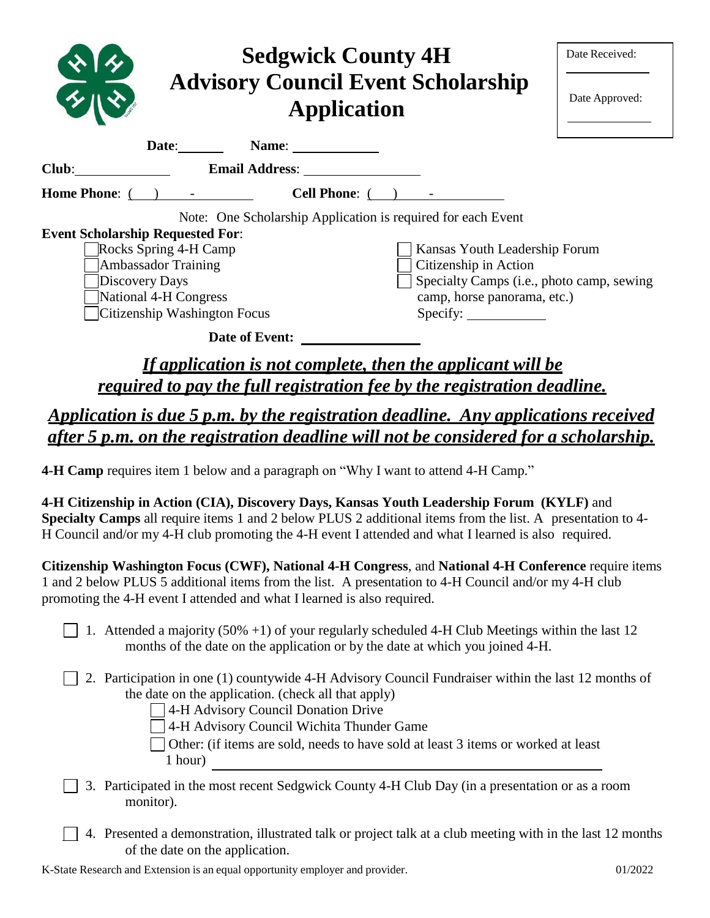# Sedgwick County 4H Advisory Council Event Scholarship Application

Date Received: ____________

Date Approved: ____________

**Date**: ________ **Name**: ______________

**Club**: ______________ **Email Address**: ________________

**Home Phone**: ( ) - ________ **Cell Phone**: ( ) - ________

Note: One Scholarship Application is required for each Event

**Event Scholarship Requested For**:

- ☐ Rocks Spring 4-H Camp
- ☐ Ambassador Training
- ☐ Discovery Days
- ☐ National 4-H Congress
- ☐ Citizenship Washington Focus
- ☐ Kansas Youth Leadership Forum
- ☐ Citizenship in Action
- ☐ Specialty Camps (i.e., photo camp, sewing camp, horse panorama, etc.) Specify: ____________

**Date of Event:** ________________

***<u>If application is not complete, then the applicant will be required to pay the full registration fee by the registration deadline.</u>***

***<u>Application is due 5 p.m. by the registration deadline. Any applications received after 5 p.m. on the registration deadline will not be considered for a scholarship.</u>***

**4-H Camp** requires item 1 below and a paragraph on "Why I want to attend 4-H Camp."

**4-H Citizenship in Action (CIA), Discovery Days, Kansas Youth Leadership Forum (KYLF)** and **Specialty Camps** all require items 1 and 2 below PLUS 2 additional items from the list. A presentation to 4-H Council and/or my 4-H club promoting the 4-H event I attended and what I learned is also required.

**Citizenship Washington Focus (CWF), National 4-H Congress**, and **National 4-H Conference** require items 1 and 2 below PLUS 5 additional items from the list. A presentation to 4-H Council and/or my 4-H club promoting the 4-H event I attended and what I learned is also required.

☐ 1. Attended a majority (50% +1) of your regularly scheduled 4-H Club Meetings within the last 12 months of the date on the application or by the date at which you joined 4-H.

☐ 2. Participation in one (1) countywide 4-H Advisory Council Fundraiser within the last 12 months of the date on the application. (check all that apply)
   - ☐ 4-H Advisory Council Donation Drive
   - ☐ 4-H Advisory Council Wichita Thunder Game
   - ☐ Other: (if items are sold, needs to have sold at least 3 items or worked at least 1 hour) ________________________________

☐ 3. Participated in the most recent Sedgwick County 4-H Club Day (in a presentation or as a room monitor).

☐ 4. Presented a demonstration, illustrated talk or project talk at a club meeting with in the last 12 months of the date on the application.

K-State Research and Extension is an equal opportunity employer and provider. 01/2022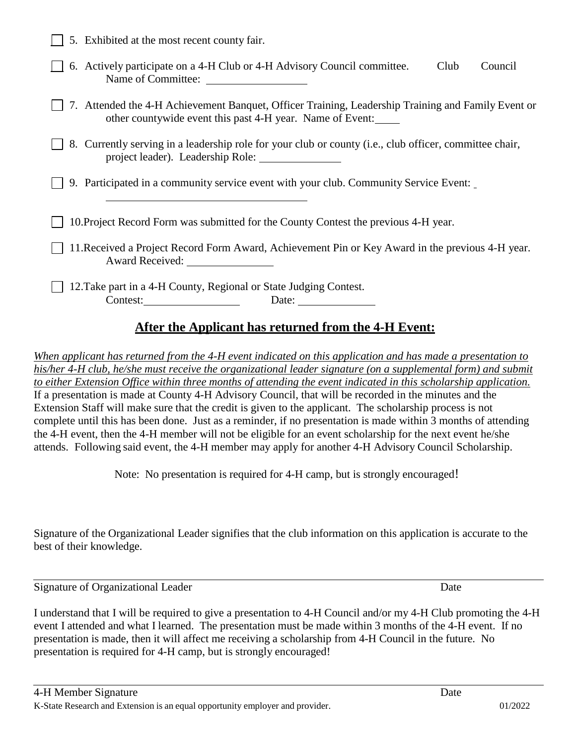- [ ] 5. Exhibited at the most recent county fair.
- [ ] 6. Actively participate on a 4-H Club or 4-H Advisory Council committee. Club Council
  Name of Committee: __________________
- [ ] 7. Attended the 4-H Achievement Banquet, Officer Training, Leadership Training and Family Event or other countywide event this past 4-H year. Name of Event: ____
- [ ] 8. Currently serving in a leadership role for your club or county (i.e., club officer, committee chair, project leader). Leadership Role: ______________
- [ ] 9. Participated in a community service event with your club. Community Service Event: ____________________________________
- [ ] 10. Project Record Form was submitted for the County Contest the previous 4-H year.
- [ ] 11. Received a Project Record Form Award, Achievement Pin or Key Award in the previous 4-H year.
  Award Received: _______________
- [ ] 12. Take part in a 4-H County, Regional or State Judging Contest.
  Contest: ________________ Date: _____________

## After the Applicant has returned from the 4-H Event:

*When applicant has returned from the 4-H event indicated on this application and has made a presentation to his/her 4-H club, he/she must receive the organizational leader signature (on a supplemental form) and submit to either Extension Office within three months of attending the event indicated in this scholarship application.* If a presentation is made at County 4-H Advisory Council, that will be recorded in the minutes and the Extension Staff will make sure that the credit is given to the applicant. The scholarship process is not complete until this has been done. Just as a reminder, if no presentation is made within 3 months of attending the 4-H event, then the 4-H member will not be eligible for an event scholarship for the next event he/she attends. Following said event, the 4-H member may apply for another 4-H Advisory Council Scholarship.

Note: No presentation is required for 4-H camp, but is strongly encouraged!

Signature of the Organizational Leader signifies that the club information on this application is accurate to the best of their knowledge.

_____________________________________________________________________________

Signature of Organizational Leader Date

I understand that I will be required to give a presentation to 4-H Council and/or my 4-H Club promoting the 4-H event I attended and what I learned. The presentation must be made within 3 months of the 4-H event. If no presentation is made, then it will affect me receiving a scholarship from 4-H Council in the future. No presentation is required for 4-H camp, but is strongly encouraged!

_____________________________________________________________________________

4-H Member Signature Date

K-State Research and Extension is an equal opportunity employer and provider. 01/2022